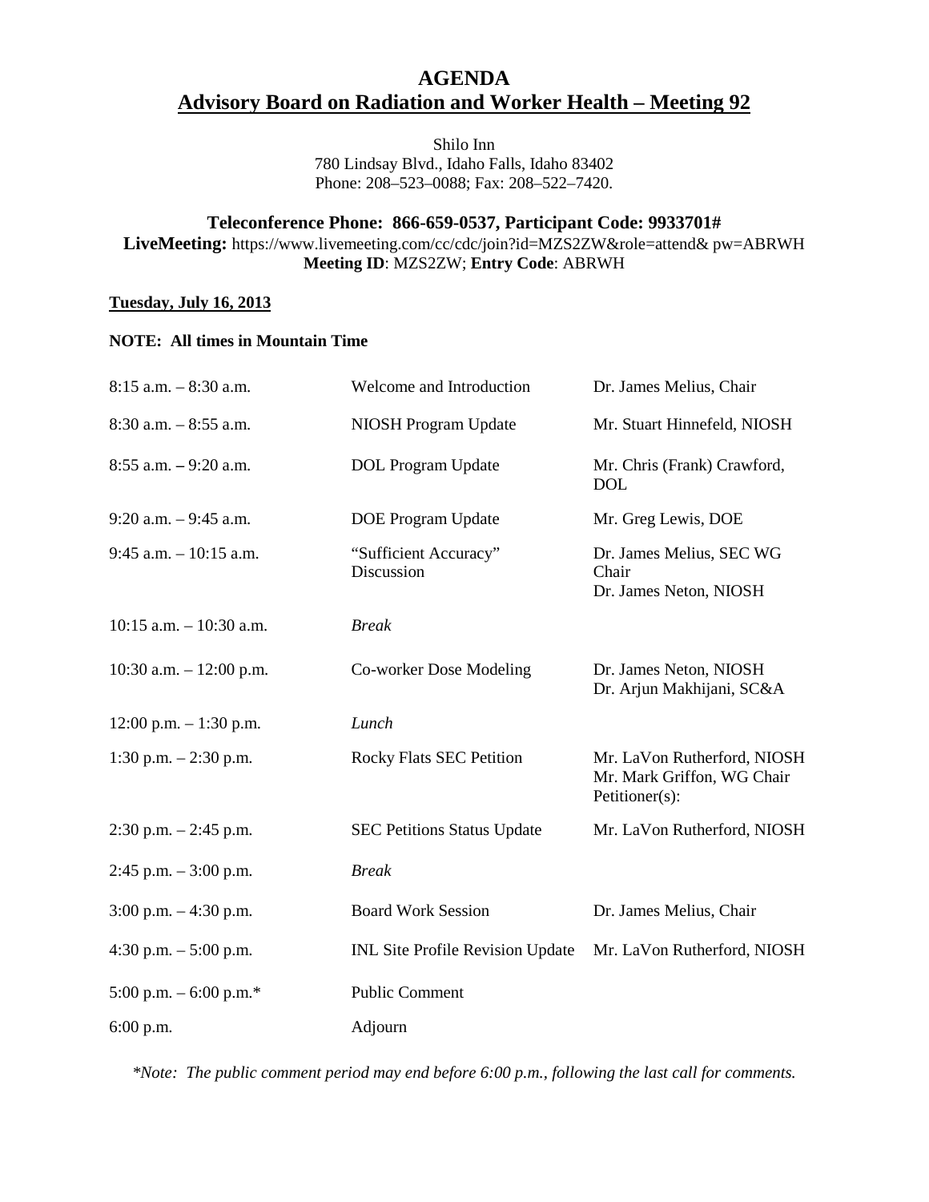# AGENDA

## Advisory Board on Radiation and Worker Health – Meeting 92

Shilo Inn
780 Lindsay Blvd., Idaho Falls, Idaho 83402
Phone: 208–523–0088; Fax: 208–522–7420.

**Teleconference Phone: 866-659-0537, Participant Code: 9933701#**
**LiveMeeting:** https://www.livemeeting.com/cc/cdc/join?id=MZS2ZW&role=attend& pw=ABRWH
**Meeting ID**: MZS2ZW; **Entry Code**: ABRWH

**Tuesday, July 16, 2013**

**NOTE: All times in Mountain Time**

| | | |
|---|---|---|
| 8:15 a.m. – 8:30 a.m. | Welcome and Introduction | Dr. James Melius, Chair |
| 8:30 a.m. – 8:55 a.m. | NIOSH Program Update | Mr. Stuart Hinnefeld, NIOSH |
| 8:55 a.m. – 9:20 a.m. | DOL Program Update | Mr. Chris (Frank) Crawford, DOL |
| 9:20 a.m. – 9:45 a.m. | DOE Program Update | Mr. Greg Lewis, DOE |
| 9:45 a.m. – 10:15 a.m. | "Sufficient Accuracy" Discussion | Dr. James Melius, SEC WG Chair<br>Dr. James Neton, NIOSH |
| 10:15 a.m. – 10:30 a.m. | *Break* | |
| 10:30 a.m. – 12:00 p.m. | Co-worker Dose Modeling | Dr. James Neton, NIOSH<br>Dr. Arjun Makhijani, SC&A |
| 12:00 p.m. – 1:30 p.m. | *Lunch* | |
| 1:30 p.m. – 2:30 p.m. | Rocky Flats SEC Petition | Mr. LaVon Rutherford, NIOSH<br>Mr. Mark Griffon, WG Chair<br>Petitioner(s): |
| 2:30 p.m. – 2:45 p.m. | SEC Petitions Status Update | Mr. LaVon Rutherford, NIOSH |
| 2:45 p.m. – 3:00 p.m. | *Break* | |
| 3:00 p.m. – 4:30 p.m. | Board Work Session | Dr. James Melius, Chair |
| 4:30 p.m. – 5:00 p.m. | INL Site Profile Revision Update | Mr. LaVon Rutherford, NIOSH |
| 5:00 p.m. – 6:00 p.m.* | Public Comment | |
| 6:00 p.m. | Adjourn | |

*\*Note: The public comment period may end before 6:00 p.m., following the last call for comments.*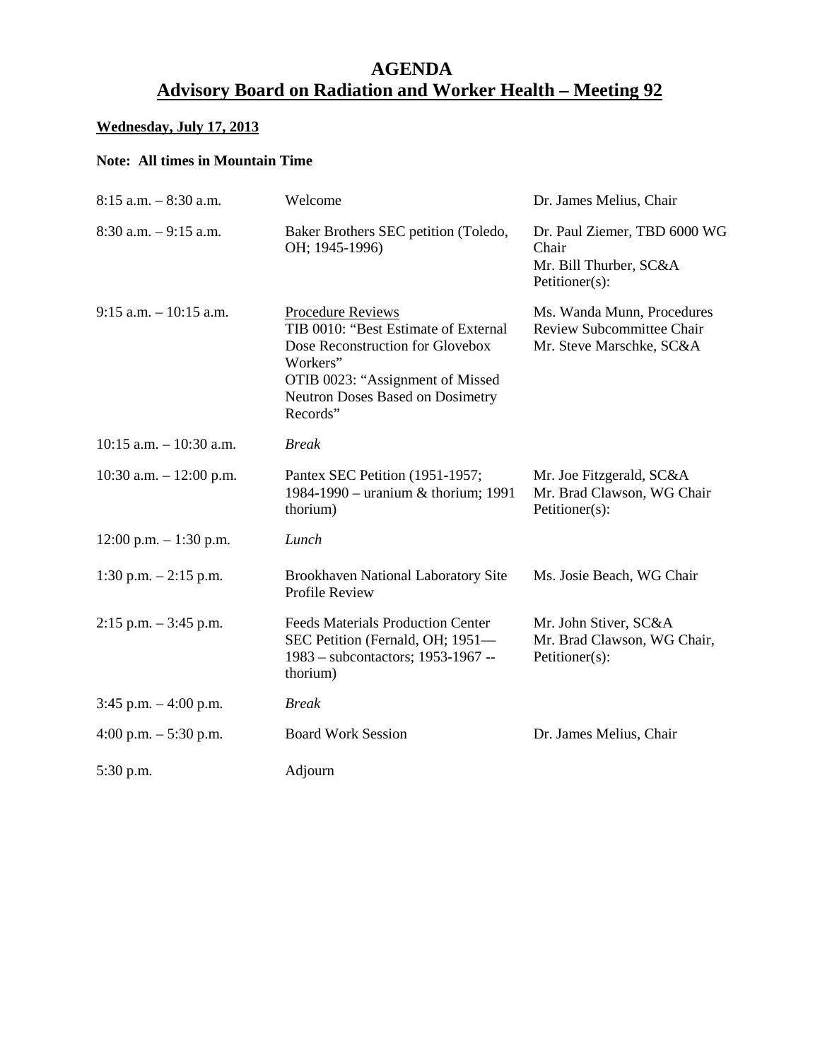# AGENDA
## Advisory Board on Radiation and Worker Health – Meeting 92

**Wednesday, July 17, 2013**

**Note: All times in Mountain Time**

| | | |
|---|---|---|
| 8:15 a.m. – 8:30 a.m. | Welcome | Dr. James Melius, Chair |
| 8:30 a.m. – 9:15 a.m. | Baker Brothers SEC petition (Toledo, OH; 1945-1996) | Dr. Paul Ziemer, TBD 6000 WG Chair<br>Mr. Bill Thurber, SC&A<br>Petitioner(s): |
| 9:15 a.m. – 10:15 a.m. | Procedure Reviews<br>TIB 0010: "Best Estimate of External Dose Reconstruction for Glovebox Workers"<br>OTIB 0023: "Assignment of Missed Neutron Doses Based on Dosimetry Records" | Ms. Wanda Munn, Procedures Review Subcommittee Chair<br>Mr. Steve Marschke, SC&A |
| 10:15 a.m. – 10:30 a.m. | *Break* | |
| 10:30 a.m. – 12:00 p.m. | Pantex SEC Petition (1951-1957; 1984-1990 – uranium & thorium; 1991 thorium) | Mr. Joe Fitzgerald, SC&A<br>Mr. Brad Clawson, WG Chair<br>Petitioner(s): |
| 12:00 p.m. – 1:30 p.m. | *Lunch* | |
| 1:30 p.m. – 2:15 p.m. | Brookhaven National Laboratory Site Profile Review | Ms. Josie Beach, WG Chair |
| 2:15 p.m. – 3:45 p.m. | Feeds Materials Production Center SEC Petition (Fernald, OH; 1951—1983 – subcontactors; 1953-1967 -- thorium) | Mr. John Stiver, SC&A<br>Mr. Brad Clawson, WG Chair,<br>Petitioner(s): |
| 3:45 p.m. – 4:00 p.m. | *Break* | |
| 4:00 p.m. – 5:30 p.m. | Board Work Session | Dr. James Melius, Chair |
| 5:30 p.m. | Adjourn | |